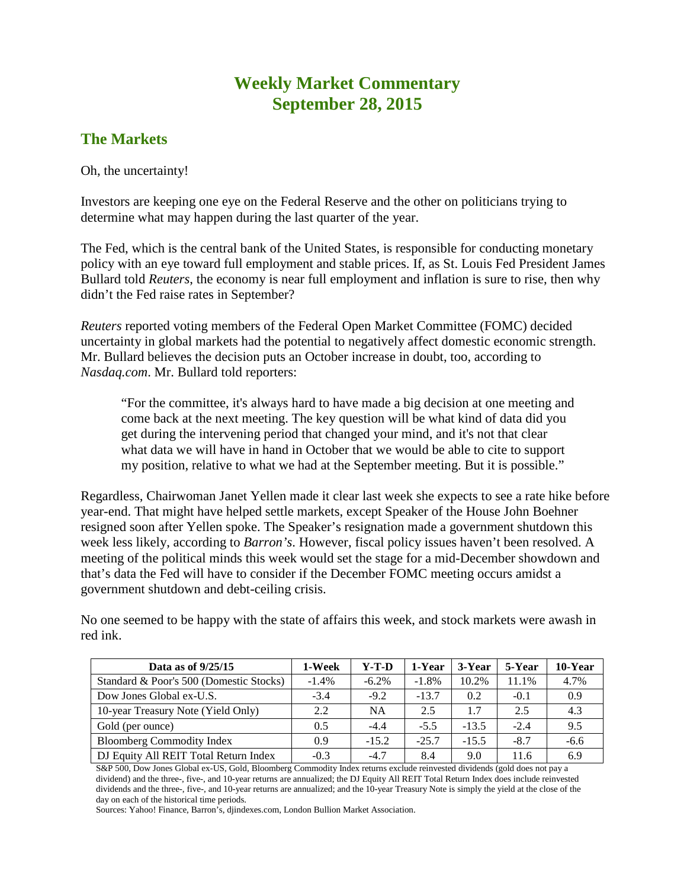# Weekly Market Commentary
# September 28, 2015

## The Markets

Oh, the uncertainty!

Investors are keeping one eye on the Federal Reserve and the other on politicians trying to determine what may happen during the last quarter of the year.

The Fed, which is the central bank of the United States, is responsible for conducting monetary policy with an eye toward full employment and stable prices. If, as St. Louis Fed President James Bullard told *Reuters*, the economy is near full employment and inflation is sure to rise, then why didn't the Fed raise rates in September?

*Reuters* reported voting members of the Federal Open Market Committee (FOMC) decided uncertainty in global markets had the potential to negatively affect domestic economic strength. Mr. Bullard believes the decision puts an October increase in doubt, too, according to *Nasdaq.com*. Mr. Bullard told reporters:

> "For the committee, it's always hard to have made a big decision at one meeting and come back at the next meeting. The key question will be what kind of data did you get during the intervening period that changed your mind, and it's not that clear what data we will have in hand in October that we would be able to cite to support my position, relative to what we had at the September meeting. But it is possible."

Regardless, Chairwoman Janet Yellen made it clear last week she expects to see a rate hike before year-end. That might have helped settle markets, except Speaker of the House John Boehner resigned soon after Yellen spoke. The Speaker's resignation made a government shutdown this week less likely, according to *Barron's*. However, fiscal policy issues haven't been resolved. A meeting of the political minds this week would set the stage for a mid-December showdown and that's data the Fed will have to consider if the December FOMC meeting occurs amidst a government shutdown and debt-ceiling crisis.

No one seemed to be happy with the state of affairs this week, and stock markets were awash in red ink.

| Data as of 9/25/15 | 1-Week | Y-T-D | 1-Year | 3-Year | 5-Year | 10-Year |
|---|---|---|---|---|---|---|
| Standard & Poor's 500 (Domestic Stocks) | -1.4% | -6.2% | -1.8% | 10.2% | 11.1% | 4.7% |
| Dow Jones Global ex-U.S. | -3.4 | -9.2 | -13.7 | 0.2 | -0.1 | 0.9 |
| 10-year Treasury Note (Yield Only) | 2.2 | NA | 2.5 | 1.7 | 2.5 | 4.3 |
| Gold (per ounce) | 0.5 | -4.4 | -5.5 | -13.5 | -2.4 | 9.5 |
| Bloomberg Commodity Index | 0.9 | -15.2 | -25.7 | -15.5 | -8.7 | -6.6 |
| DJ Equity All REIT Total Return Index | -0.3 | -4.7 | 8.4 | 9.0 | 11.6 | 6.9 |

S&P 500, Dow Jones Global ex-US, Gold, Bloomberg Commodity Index returns exclude reinvested dividends (gold does not pay a dividend) and the three-, five-, and 10-year returns are annualized; the DJ Equity All REIT Total Return Index does include reinvested dividends and the three-, five-, and 10-year returns are annualized; and the 10-year Treasury Note is simply the yield at the close of the day on each of the historical time periods.

Sources: Yahoo! Finance, Barron's, djindexes.com, London Bullion Market Association.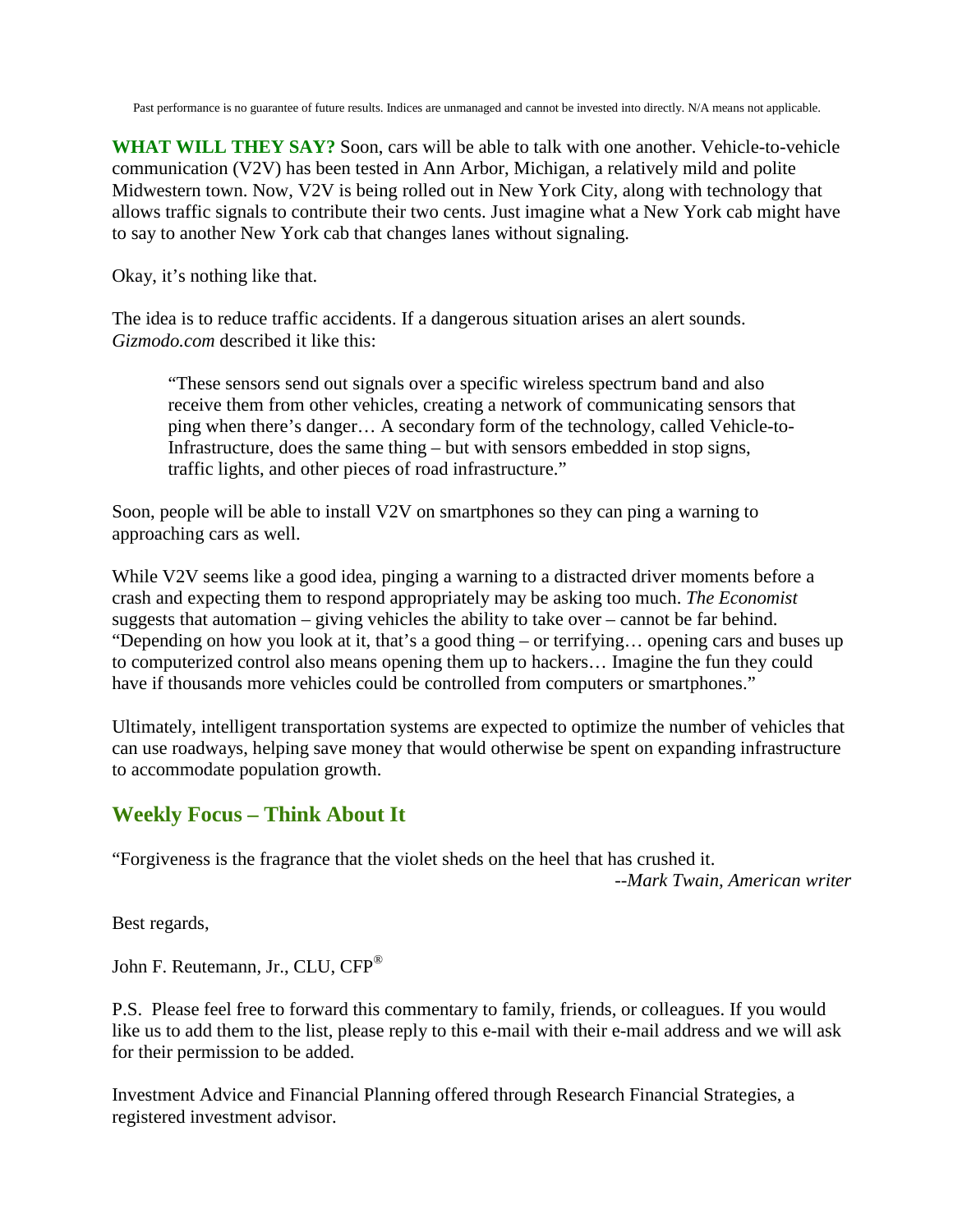Past performance is no guarantee of future results. Indices are unmanaged and cannot be invested into directly. N/A means not applicable.

**WHAT WILL THEY SAY?** Soon, cars will be able to talk with one another. Vehicle-to-vehicle communication (V2V) has been tested in Ann Arbor, Michigan, a relatively mild and polite Midwestern town. Now, V2V is being rolled out in New York City, along with technology that allows traffic signals to contribute their two cents. Just imagine what a New York cab might have to say to another New York cab that changes lanes without signaling.

Okay, it's nothing like that.

The idea is to reduce traffic accidents. If a dangerous situation arises an alert sounds. *Gizmodo.com* described it like this:

> "These sensors send out signals over a specific wireless spectrum band and also receive them from other vehicles, creating a network of communicating sensors that ping when there's danger… A secondary form of the technology, called Vehicle-to-Infrastructure, does the same thing – but with sensors embedded in stop signs, traffic lights, and other pieces of road infrastructure."

Soon, people will be able to install V2V on smartphones so they can ping a warning to approaching cars as well.

While V2V seems like a good idea, pinging a warning to a distracted driver moments before a crash and expecting them to respond appropriately may be asking too much. *The Economist* suggests that automation – giving vehicles the ability to take over – cannot be far behind. "Depending on how you look at it, that's a good thing – or terrifying… opening cars and buses up to computerized control also means opening them up to hackers… Imagine the fun they could have if thousands more vehicles could be controlled from computers or smartphones."

Ultimately, intelligent transportation systems are expected to optimize the number of vehicles that can use roadways, helping save money that would otherwise be spent on expanding infrastructure to accommodate population growth.

## Weekly Focus – Think About It

"Forgiveness is the fragrance that the violet sheds on the heel that has crushed it.

*--Mark Twain, American writer*

Best regards,

John F. Reutemann, Jr., CLU, CFP®

P.S. Please feel free to forward this commentary to family, friends, or colleagues. If you would like us to add them to the list, please reply to this e-mail with their e-mail address and we will ask for their permission to be added.

Investment Advice and Financial Planning offered through Research Financial Strategies, a registered investment advisor.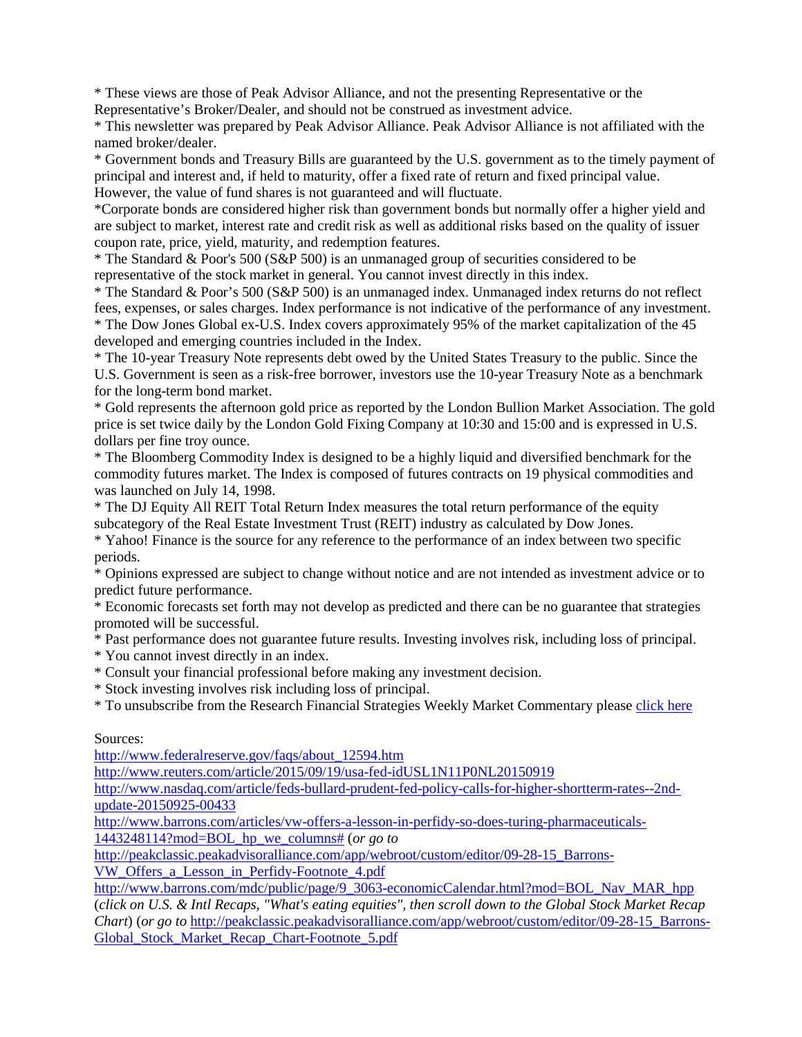* These views are those of Peak Advisor Alliance, and not the presenting Representative or the Representative's Broker/Dealer, and should not be construed as investment advice.
* This newsletter was prepared by Peak Advisor Alliance. Peak Advisor Alliance is not affiliated with the named broker/dealer.
* Government bonds and Treasury Bills are guaranteed by the U.S. government as to the timely payment of principal and interest and, if held to maturity, offer a fixed rate of return and fixed principal value. However, the value of fund shares is not guaranteed and will fluctuate.
*Corporate bonds are considered higher risk than government bonds but normally offer a higher yield and are subject to market, interest rate and credit risk as well as additional risks based on the quality of issuer coupon rate, price, yield, maturity, and redemption features.
* The Standard & Poor's 500 (S&P 500) is an unmanaged group of securities considered to be representative of the stock market in general. You cannot invest directly in this index.
* The Standard & Poor's 500 (S&P 500) is an unmanaged index. Unmanaged index returns do not reflect fees, expenses, or sales charges. Index performance is not indicative of the performance of any investment.
* The Dow Jones Global ex-U.S. Index covers approximately 95% of the market capitalization of the 45 developed and emerging countries included in the Index.
* The 10-year Treasury Note represents debt owed by the United States Treasury to the public. Since the U.S. Government is seen as a risk-free borrower, investors use the 10-year Treasury Note as a benchmark for the long-term bond market.
* Gold represents the afternoon gold price as reported by the London Bullion Market Association. The gold price is set twice daily by the London Gold Fixing Company at 10:30 and 15:00 and is expressed in U.S. dollars per fine troy ounce.
* The Bloomberg Commodity Index is designed to be a highly liquid and diversified benchmark for the commodity futures market. The Index is composed of futures contracts on 19 physical commodities and was launched on July 14, 1998.
* The DJ Equity All REIT Total Return Index measures the total return performance of the equity subcategory of the Real Estate Investment Trust (REIT) industry as calculated by Dow Jones.
* Yahoo! Finance is the source for any reference to the performance of an index between two specific periods.
* Opinions expressed are subject to change without notice and are not intended as investment advice or to predict future performance.
* Economic forecasts set forth may not develop as predicted and there can be no guarantee that strategies promoted will be successful.
* Past performance does not guarantee future results. Investing involves risk, including loss of principal.
* You cannot invest directly in an index.
* Consult your financial professional before making any investment decision.
* Stock investing involves risk including loss of principal.
* To unsubscribe from the Research Financial Strategies Weekly Market Commentary please click here

Sources:
http://www.federalreserve.gov/faqs/about_12594.htm
http://www.reuters.com/article/2015/09/19/usa-fed-idUSL1N11P0NL20150919
http://www.nasdaq.com/article/feds-bullard-prudent-fed-policy-calls-for-higher-shortterm-rates--2nd-update-20150925-00433
http://www.barrons.com/articles/vw-offers-a-lesson-in-perfidy-so-does-turing-pharmaceuticals-1443248114?mod=BOL_hp_we_columns# (*or go to* http://peakclassic.peakadvisoralliance.com/app/webroot/custom/editor/09-28-15_Barrons-VW_Offers_a_Lesson_in_Perfidy-Footnote_4.pdf
http://www.barrons.com/mdc/public/page/9_3063-economicCalendar.html?mod=BOL_Nav_MAR_hpp (*click on U.S. & Intl Recaps, "What's eating equities", then scroll down to the Global Stock Market Recap Chart*) (*or go to* http://peakclassic.peakadvisoralliance.com/app/webroot/custom/editor/09-28-15_Barrons-Global_Stock_Market_Recap_Chart-Footnote_5.pdf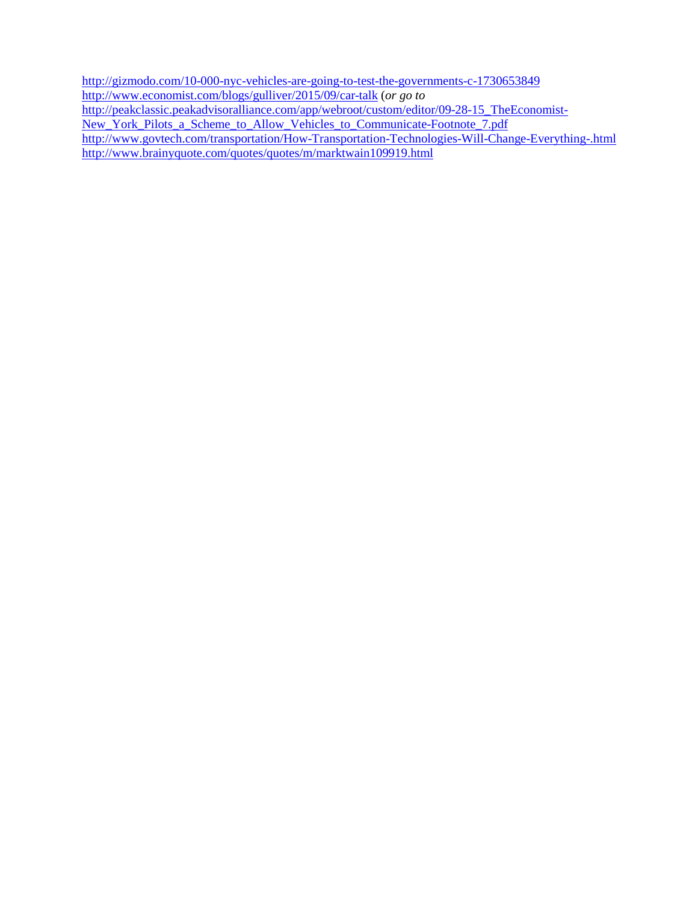http://gizmodo.com/10-000-nyc-vehicles-are-going-to-test-the-governments-c-1730653849
http://www.economist.com/blogs/gulliver/2015/09/car-talk (*or go to*
http://peakclassic.peakadvisoralliance.com/app/webroot/custom/editor/09-28-15_TheEconomist-New_York_Pilots_a_Scheme_to_Allow_Vehicles_to_Communicate-Footnote_7.pdf
http://www.govtech.com/transportation/How-Transportation-Technologies-Will-Change-Everything-.html
http://www.brainyquote.com/quotes/quotes/m/marktwain109919.html